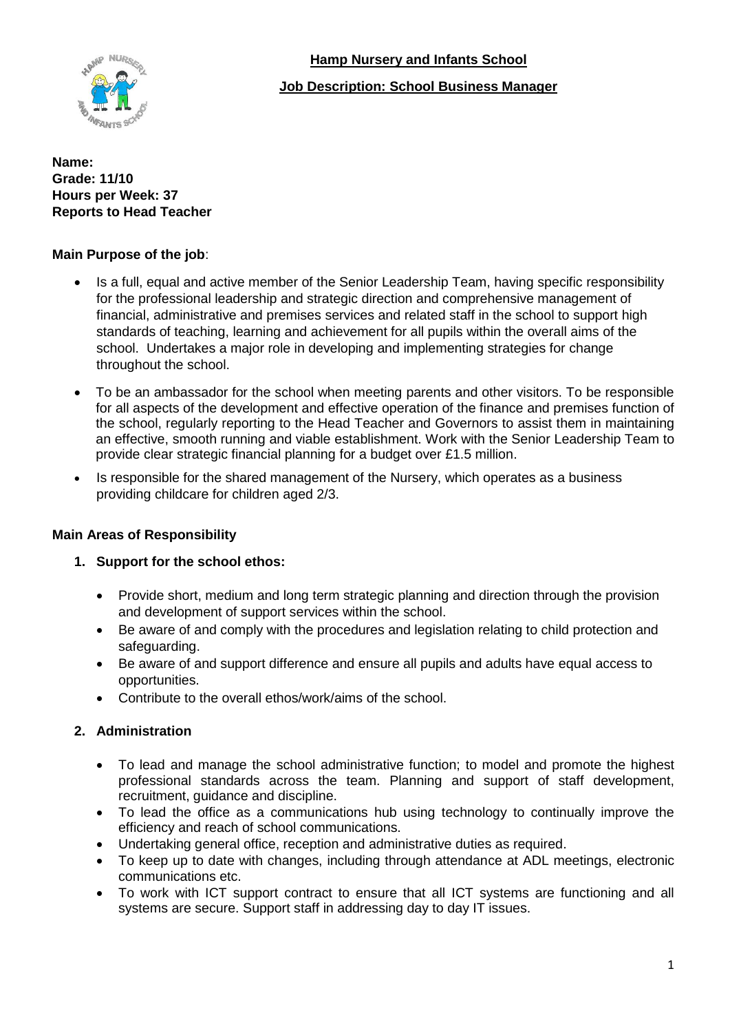# Hamp Nursery and Infants School

## Job Description: School Business Manager

**Name:**
**Grade: 11/10**
**Hours per Week: 37**
**Reports to Head Teacher**

**Main Purpose of the job**:

- Is a full, equal and active member of the Senior Leadership Team, having specific responsibility for the professional leadership and strategic direction and comprehensive management of financial, administrative and premises services and related staff in the school to support high standards of teaching, learning and achievement for all pupils within the overall aims of the school. Undertakes a major role in developing and implementing strategies for change throughout the school.
- To be an ambassador for the school when meeting parents and other visitors. To be responsible for all aspects of the development and effective operation of the finance and premises function of the school, regularly reporting to the Head Teacher and Governors to assist them in maintaining an effective, smooth running and viable establishment. Work with the Senior Leadership Team to provide clear strategic financial planning for a budget over £1.5 million.
- Is responsible for the shared management of the Nursery, which operates as a business providing childcare for children aged 2/3.

**Main Areas of Responsibility**

1. **Support for the school ethos:**
   - Provide short, medium and long term strategic planning and direction through the provision and development of support services within the school.
   - Be aware of and comply with the procedures and legislation relating to child protection and safeguarding.
   - Be aware of and support difference and ensure all pupils and adults have equal access to opportunities.
   - Contribute to the overall ethos/work/aims of the school.

2. **Administration**
   - To lead and manage the school administrative function; to model and promote the highest professional standards across the team. Planning and support of staff development, recruitment, guidance and discipline.
   - To lead the office as a communications hub using technology to continually improve the efficiency and reach of school communications.
   - Undertaking general office, reception and administrative duties as required.
   - To keep up to date with changes, including through attendance at ADL meetings, electronic communications etc.
   - To work with ICT support contract to ensure that all ICT systems are functioning and all systems are secure. Support staff in addressing day to day IT issues.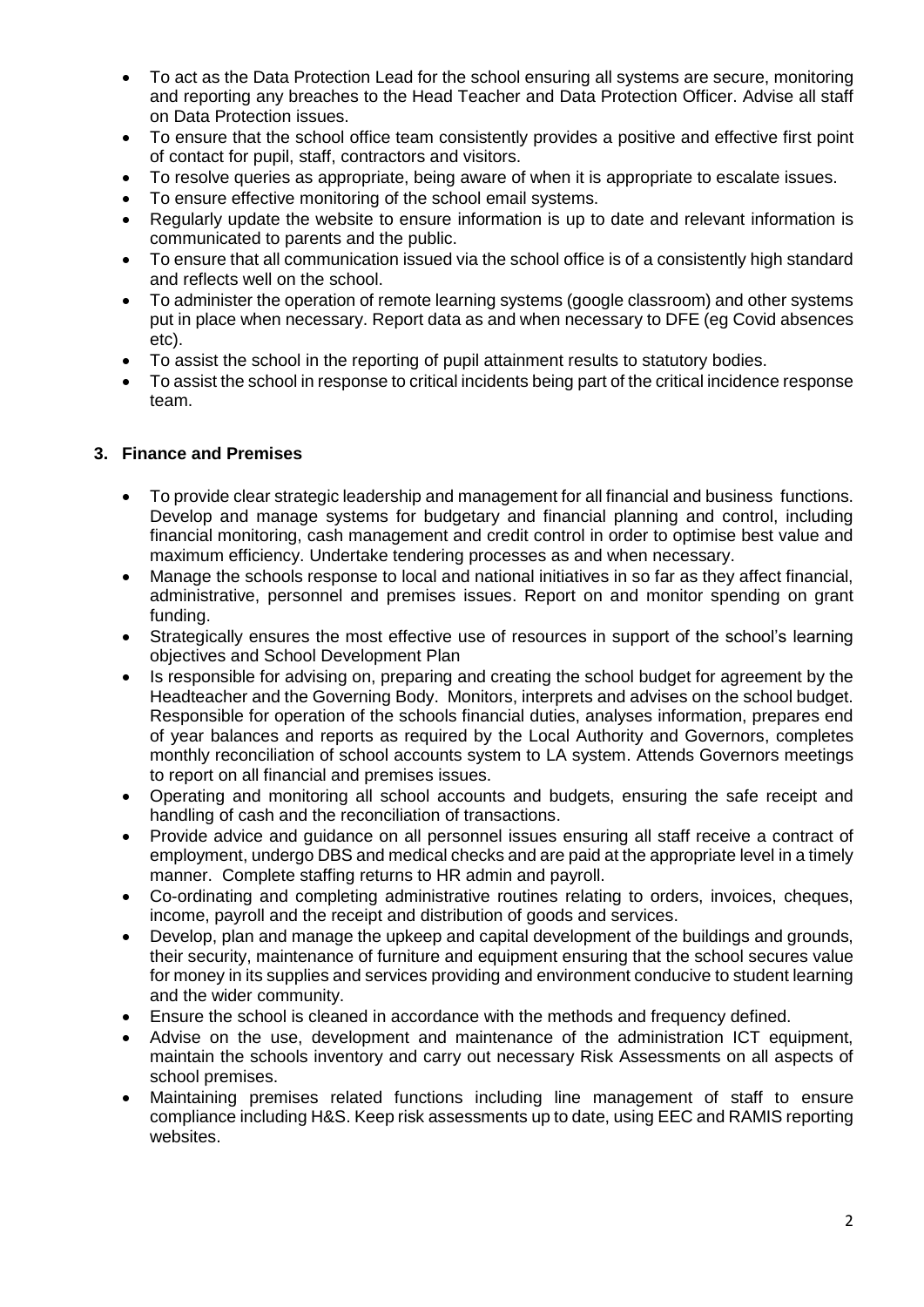- To act as the Data Protection Lead for the school ensuring all systems are secure, monitoring and reporting any breaches to the Head Teacher and Data Protection Officer. Advise all staff on Data Protection issues.
- To ensure that the school office team consistently provides a positive and effective first point of contact for pupil, staff, contractors and visitors.
- To resolve queries as appropriate, being aware of when it is appropriate to escalate issues.
- To ensure effective monitoring of the school email systems.
- Regularly update the website to ensure information is up to date and relevant information is communicated to parents and the public.
- To ensure that all communication issued via the school office is of a consistently high standard and reflects well on the school.
- To administer the operation of remote learning systems (google classroom) and other systems put in place when necessary. Report data as and when necessary to DFE (eg Covid absences etc).
- To assist the school in the reporting of pupil attainment results to statutory bodies.
- To assist the school in response to critical incidents being part of the critical incidence response team.

### 3. Finance and Premises

- To provide clear strategic leadership and management for all financial and business functions. Develop and manage systems for budgetary and financial planning and control, including financial monitoring, cash management and credit control in order to optimise best value and maximum efficiency. Undertake tendering processes as and when necessary.
- Manage the schools response to local and national initiatives in so far as they affect financial, administrative, personnel and premises issues. Report on and monitor spending on grant funding.
- Strategically ensures the most effective use of resources in support of the school's learning objectives and School Development Plan
- Is responsible for advising on, preparing and creating the school budget for agreement by the Headteacher and the Governing Body. Monitors, interprets and advises on the school budget. Responsible for operation of the schools financial duties, analyses information, prepares end of year balances and reports as required by the Local Authority and Governors, completes monthly reconciliation of school accounts system to LA system. Attends Governors meetings to report on all financial and premises issues.
- Operating and monitoring all school accounts and budgets, ensuring the safe receipt and handling of cash and the reconciliation of transactions.
- Provide advice and guidance on all personnel issues ensuring all staff receive a contract of employment, undergo DBS and medical checks and are paid at the appropriate level in a timely manner. Complete staffing returns to HR admin and payroll.
- Co-ordinating and completing administrative routines relating to orders, invoices, cheques, income, payroll and the receipt and distribution of goods and services.
- Develop, plan and manage the upkeep and capital development of the buildings and grounds, their security, maintenance of furniture and equipment ensuring that the school secures value for money in its supplies and services providing and environment conducive to student learning and the wider community.
- Ensure the school is cleaned in accordance with the methods and frequency defined.
- Advise on the use, development and maintenance of the administration ICT equipment, maintain the schools inventory and carry out necessary Risk Assessments on all aspects of school premises.
- Maintaining premises related functions including line management of staff to ensure compliance including H&S. Keep risk assessments up to date, using EEC and RAMIS reporting websites.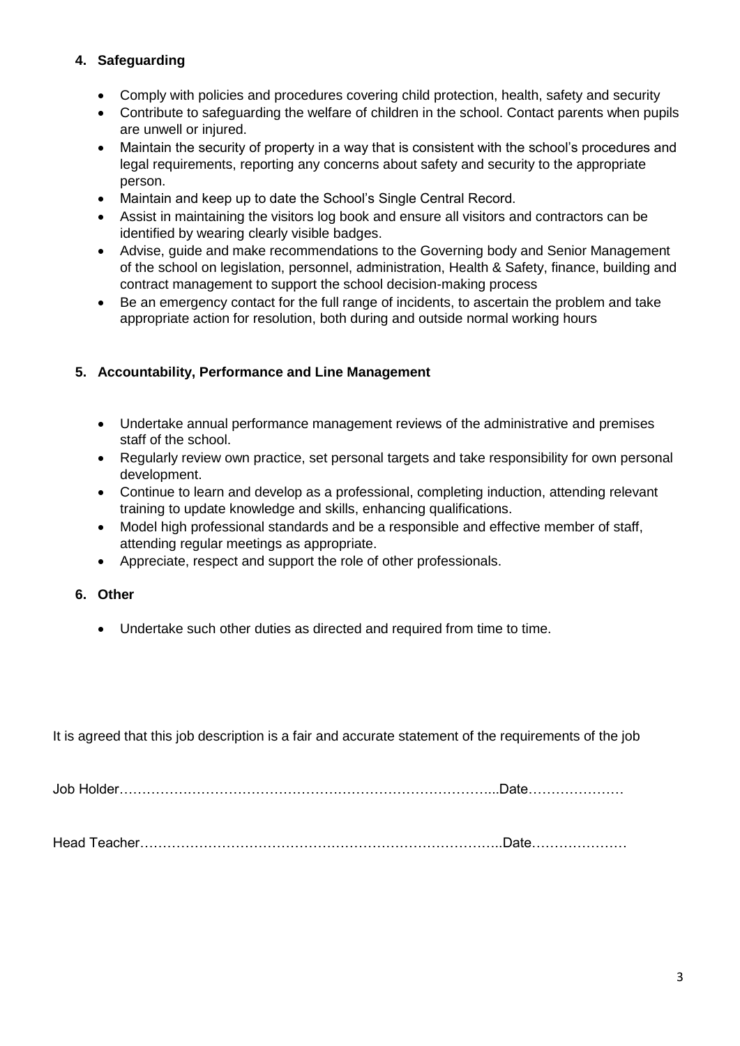## 4. Safeguarding

- Comply with policies and procedures covering child protection, health, safety and security
- Contribute to safeguarding the welfare of children in the school. Contact parents when pupils are unwell or injured.
- Maintain the security of property in a way that is consistent with the school's procedures and legal requirements, reporting any concerns about safety and security to the appropriate person.
- Maintain and keep up to date the School's Single Central Record.
- Assist in maintaining the visitors log book and ensure all visitors and contractors can be identified by wearing clearly visible badges.
- Advise, guide and make recommendations to the Governing body and Senior Management of the school on legislation, personnel, administration, Health & Safety, finance, building and contract management to support the school decision-making process
- Be an emergency contact for the full range of incidents, to ascertain the problem and take appropriate action for resolution, both during and outside normal working hours

## 5. Accountability, Performance and Line Management

- Undertake annual performance management reviews of the administrative and premises staff of the school.
- Regularly review own practice, set personal targets and take responsibility for own personal development.
- Continue to learn and develop as a professional, completing induction, attending relevant training to update knowledge and skills, enhancing qualifications.
- Model high professional standards and be a responsible and effective member of staff, attending regular meetings as appropriate.
- Appreciate, respect and support the role of other professionals.

## 6. Other

- Undertake such other duties as directed and required from time to time.

It is agreed that this job description is a fair and accurate statement of the requirements of the job

Job Holder…………………………………………………………………….....Date…………………

Head Teacher……………………………………………………………….…..Date…………………